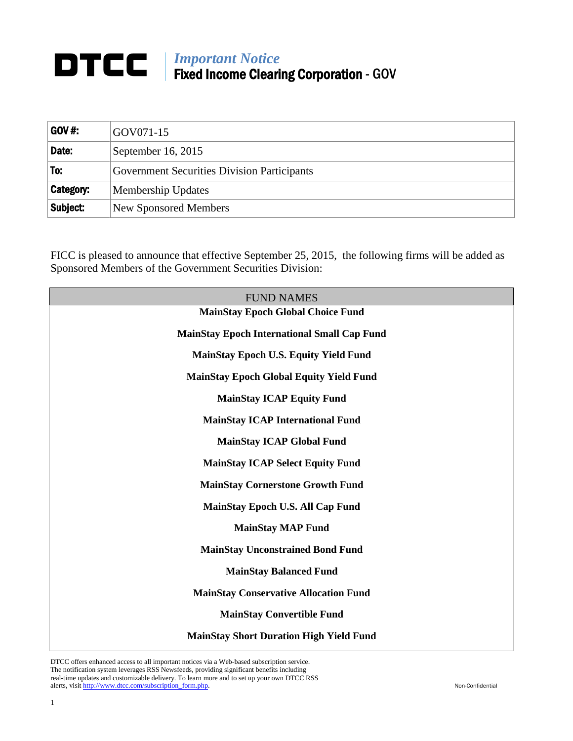# DTCC

*Important Notice*
**Fixed Income Clearing Corporation** - GOV

| | |
|---|---|
| **GOV #:** | GOV071-15 |
| **Date:** | September 16, 2015 |
| **To:** | Government Securities Division Participants |
| **Category:** | Membership Updates |
| **Subject:** | New Sponsored Members |

FICC is pleased to announce that effective September 25, 2015, the following firms will be added as Sponsored Members of the Government Securities Division:

| FUND NAMES |
|---|
| **MainStay Epoch Global Choice Fund** |
| **MainStay Epoch International Small Cap Fund** |
| **MainStay Epoch U.S. Equity Yield Fund** |
| **MainStay Epoch Global Equity Yield Fund** |
| **MainStay ICAP Equity Fund** |
| **MainStay ICAP International Fund** |
| **MainStay ICAP Global Fund** |
| **MainStay ICAP Select Equity Fund** |
| **MainStay Cornerstone Growth Fund** |
| **MainStay Epoch U.S. All Cap Fund** |
| **MainStay MAP Fund** |
| **MainStay Unconstrained Bond Fund** |
| **MainStay Balanced Fund** |
| **MainStay Conservative Allocation Fund** |
| **MainStay Convertible Fund** |
| **MainStay Short Duration High Yield Fund** |

DTCC offers enhanced access to all important notices via a Web-based subscription service. The notification system leverages RSS Newsfeeds, providing significant benefits including real-time updates and customizable delivery. To learn more and to set up your own DTCC RSS alerts, visit http://www.dtcc.com/subscription_form.php.

Non-Confidential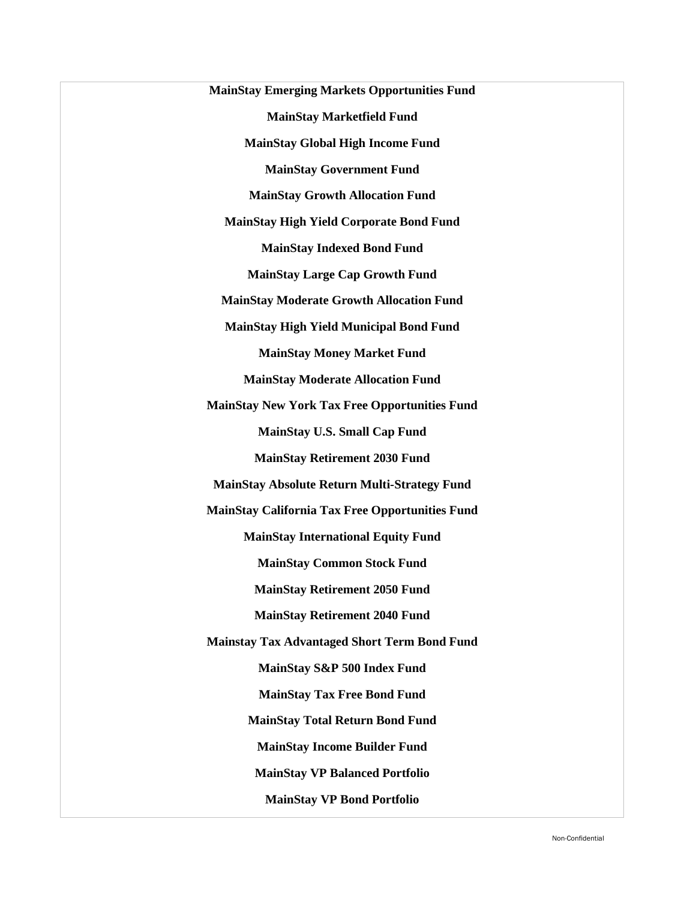**MainStay Emerging Markets Opportunities Fund**

**MainStay Marketfield Fund**

**MainStay Global High Income Fund**

**MainStay Government Fund**

**MainStay Growth Allocation Fund**

**MainStay High Yield Corporate Bond Fund**

**MainStay Indexed Bond Fund**

**MainStay Large Cap Growth Fund**

**MainStay Moderate Growth Allocation Fund**

**MainStay High Yield Municipal Bond Fund**

**MainStay Money Market Fund**

**MainStay Moderate Allocation Fund**

**MainStay New York Tax Free Opportunities Fund**

**MainStay U.S. Small Cap Fund**

**MainStay Retirement 2030 Fund**

**MainStay Absolute Return Multi-Strategy Fund**

**MainStay California Tax Free Opportunities Fund**

**MainStay International Equity Fund**

**MainStay Common Stock Fund**

**MainStay Retirement 2050 Fund**

**MainStay Retirement 2040 Fund**

**Mainstay Tax Advantaged Short Term Bond Fund**

**MainStay S&P 500 Index Fund**

**MainStay Tax Free Bond Fund**

**MainStay Total Return Bond Fund**

**MainStay Income Builder Fund**

**MainStay VP Balanced Portfolio**

**MainStay VP Bond Portfolio**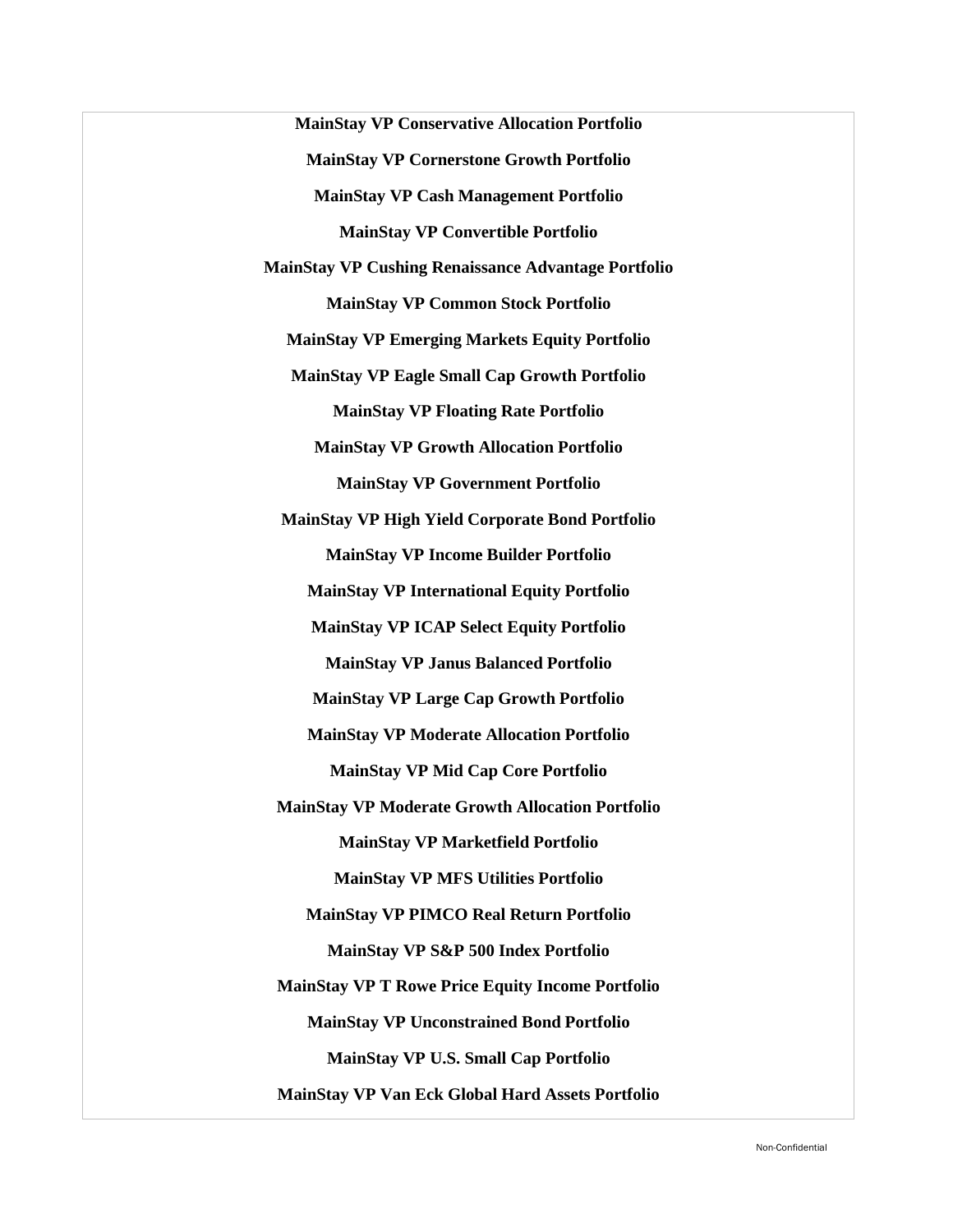**MainStay VP Conservative Allocation Portfolio**

**MainStay VP Cornerstone Growth Portfolio**

**MainStay VP Cash Management Portfolio**

**MainStay VP Convertible Portfolio**

**MainStay VP Cushing Renaissance Advantage Portfolio**

**MainStay VP Common Stock Portfolio**

**MainStay VP Emerging Markets Equity Portfolio**

**MainStay VP Eagle Small Cap Growth Portfolio**

**MainStay VP Floating Rate Portfolio**

**MainStay VP Growth Allocation Portfolio**

**MainStay VP Government Portfolio**

**MainStay VP High Yield Corporate Bond Portfolio**

**MainStay VP Income Builder Portfolio**

**MainStay VP International Equity Portfolio**

**MainStay VP ICAP Select Equity Portfolio**

**MainStay VP Janus Balanced Portfolio**

**MainStay VP Large Cap Growth Portfolio**

**MainStay VP Moderate Allocation Portfolio**

**MainStay VP Mid Cap Core Portfolio**

**MainStay VP Moderate Growth Allocation Portfolio**

**MainStay VP Marketfield Portfolio**

**MainStay VP MFS Utilities Portfolio**

**MainStay VP PIMCO Real Return Portfolio**

**MainStay VP S&P 500 Index Portfolio**

**MainStay VP T Rowe Price Equity Income Portfolio**

**MainStay VP Unconstrained Bond Portfolio**

**MainStay VP U.S. Small Cap Portfolio**

**MainStay VP Van Eck Global Hard Assets Portfolio**

Non-Confidential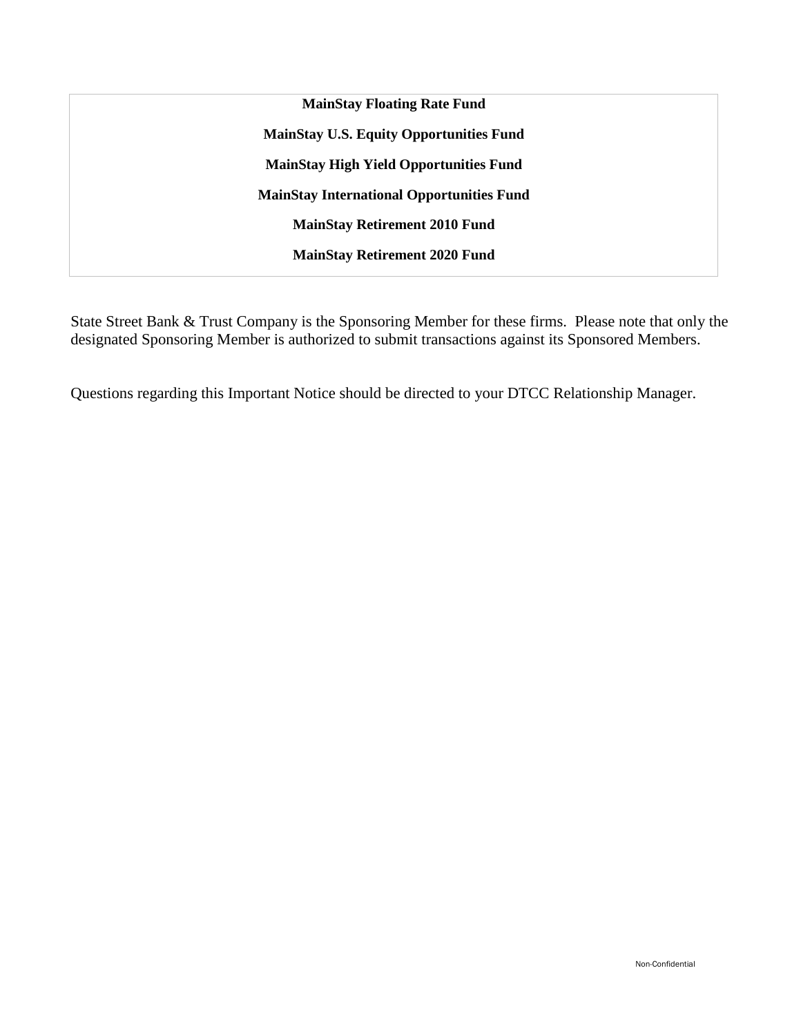| |
|---|
| **MainStay Floating Rate Fund** |
| **MainStay U.S. Equity Opportunities Fund** |
| **MainStay High Yield Opportunities Fund** |
| **MainStay International Opportunities Fund** |
| **MainStay Retirement 2010 Fund** |
| **MainStay Retirement 2020 Fund** |

State Street Bank & Trust Company is the Sponsoring Member for these firms. Please note that only the designated Sponsoring Member is authorized to submit transactions against its Sponsored Members.

Questions regarding this Important Notice should be directed to your DTCC Relationship Manager.

Non-Confidential